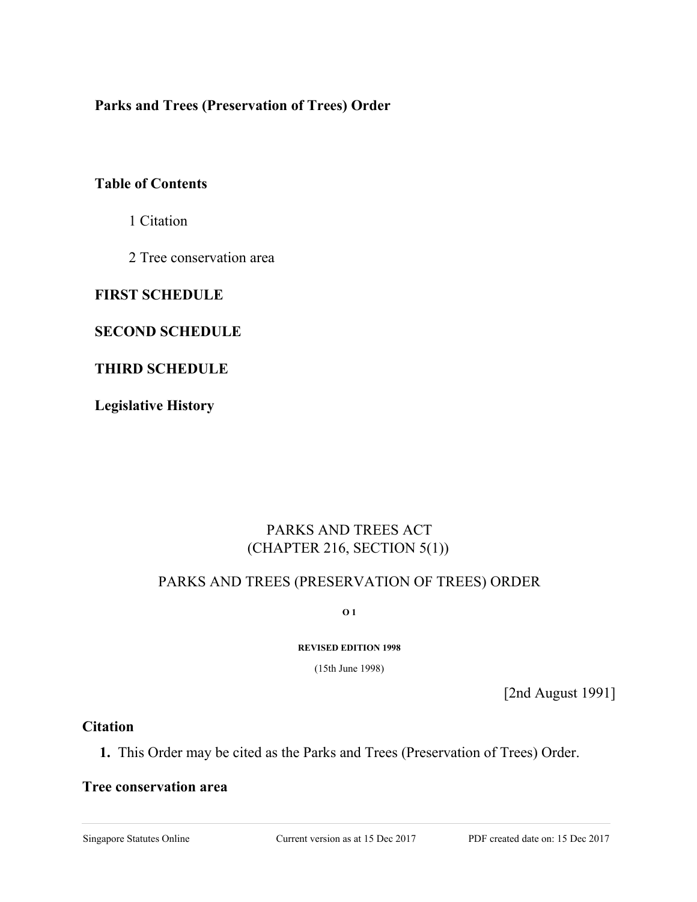**Parks and Trees (Preservation of Trees) Order**

**Table of Contents**

1 Citation

2 Tree conservation area

**FIRST SCHEDULE**

**SECOND SCHEDULE**

**THIRD SCHEDULE**

**Legislative History**

PARKS AND TREES ACT
(CHAPTER 216, SECTION 5(1))

PARKS AND TREES (PRESERVATION OF TREES) ORDER

**O 1**

**REVISED EDITION 1998**

(15th June 1998)

[2nd August 1991]

## Citation

**1.** This Order may be cited as the Parks and Trees (Preservation of Trees) Order.

## Tree conservation area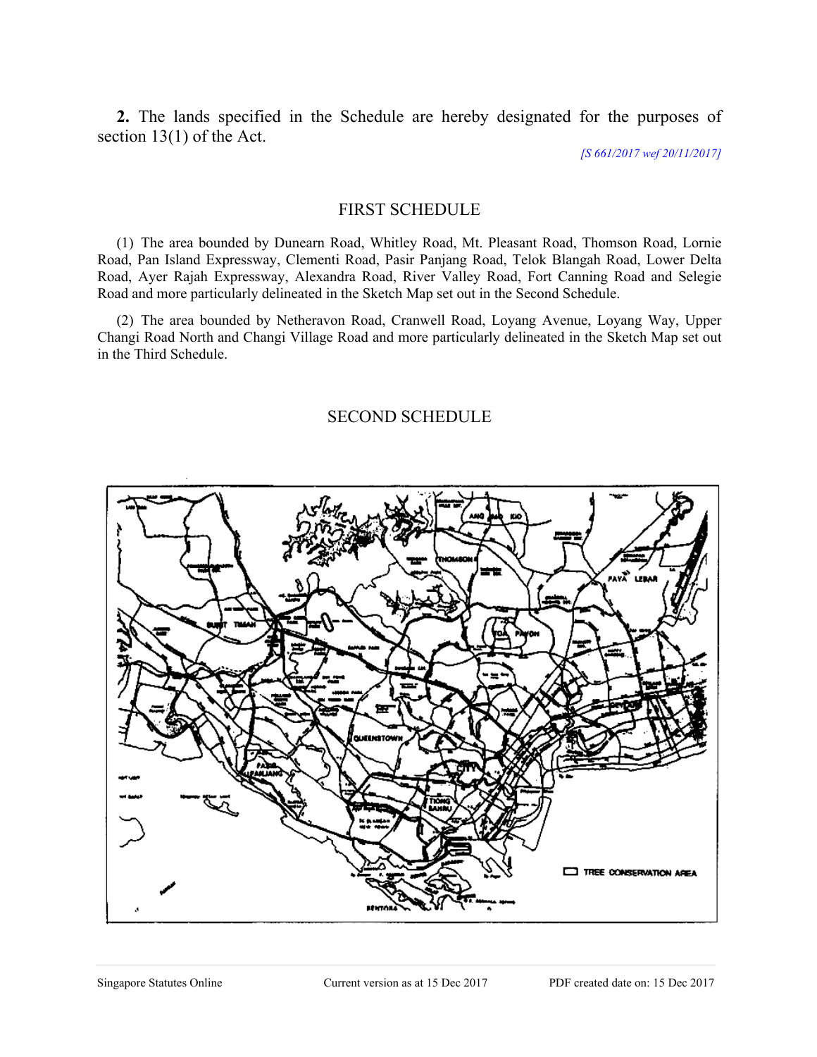**2.** The lands specified in the Schedule are hereby designated for the purposes of section 13(1) of the Act.

*[S 661/2017 wef 20/11/2017]*

## FIRST SCHEDULE

(1) The area bounded by Dunearn Road, Whitley Road, Mt. Pleasant Road, Thomson Road, Lornie Road, Pan Island Expressway, Clementi Road, Pasir Panjang Road, Telok Blangah Road, Lower Delta Road, Ayer Rajah Expressway, Alexandra Road, River Valley Road, Fort Canning Road and Selegie Road and more particularly delineated in the Sketch Map set out in the Second Schedule.

(2) The area bounded by Netheravon Road, Cranwell Road, Loyang Avenue, Loyang Way, Upper Changi Road North and Changi Village Road and more particularly delineated in the Sketch Map set out in the Third Schedule.

## SECOND SCHEDULE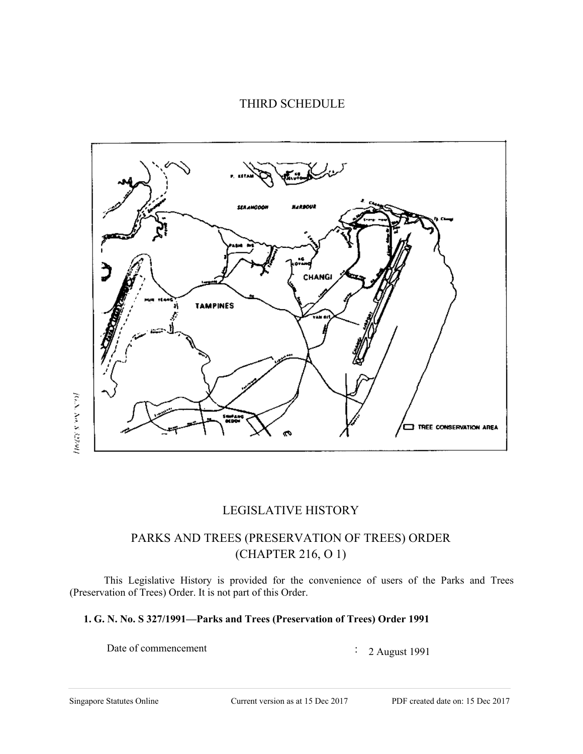# THIRD SCHEDULE

# LEGISLATIVE HISTORY

## PARKS AND TREES (PRESERVATION OF TREES) ORDER (CHAPTER 216, O 1)

This Legislative History is provided for the convenience of users of the Parks and Trees (Preservation of Trees) Order. It is not part of this Order.

**1. G. N. No. S 327/1991—Parks and Trees (Preservation of Trees) Order 1991**

Date of commencement : 2 August 1991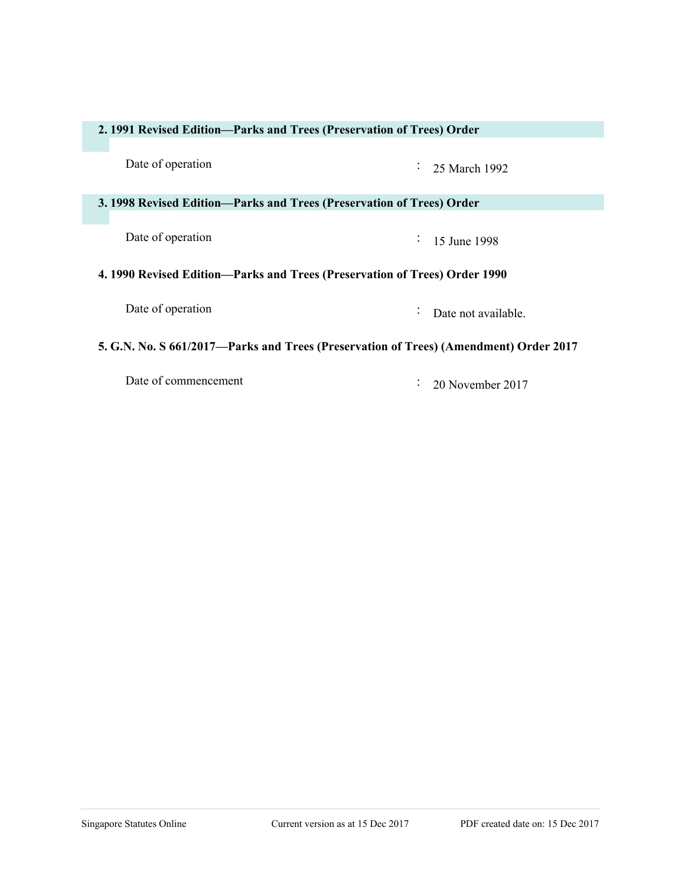**2. 1991 Revised Edition—Parks and Trees (Preservation of Trees) Order**

Date of operation : 25 March 1992

**3. 1998 Revised Edition—Parks and Trees (Preservation of Trees) Order**

Date of operation : 15 June 1998

**4. 1990 Revised Edition—Parks and Trees (Preservation of Trees) Order 1990**

Date of operation : Date not available.

**5. G.N. No. S 661/2017—Parks and Trees (Preservation of Trees) (Amendment) Order 2017**

Date of commencement : 20 November 2017